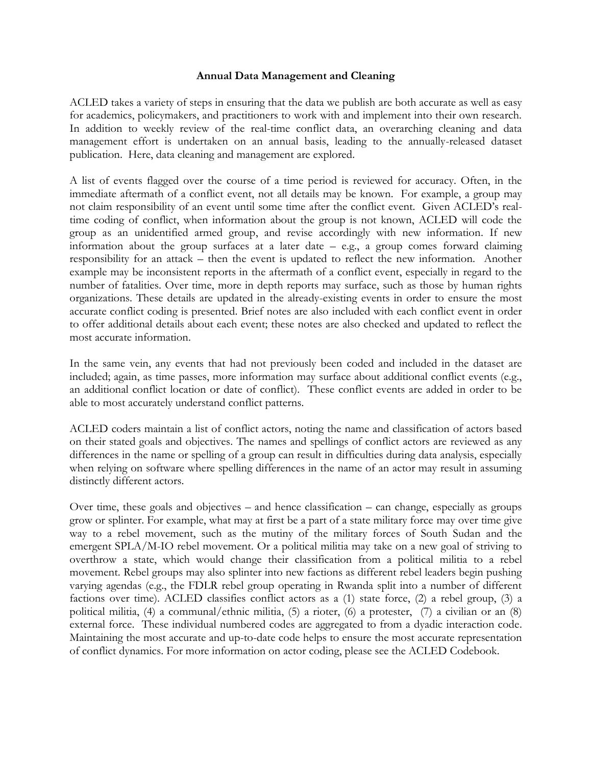**Annual Data Management and Cleaning**

ACLED takes a variety of steps in ensuring that the data we publish are both accurate as well as easy for academics, policymakers, and practitioners to work with and implement into their own research. In addition to weekly review of the real-time conflict data, an overarching cleaning and data management effort is undertaken on an annual basis, leading to the annually-released dataset publication. Here, data cleaning and management are explored.

A list of events flagged over the course of a time period is reviewed for accuracy. Often, in the immediate aftermath of a conflict event, not all details may be known. For example, a group may not claim responsibility of an event until some time after the conflict event. Given ACLED's real-time coding of conflict, when information about the group is not known, ACLED will code the group as an unidentified armed group, and revise accordingly with new information. If new information about the group surfaces at a later date – e.g., a group comes forward claiming responsibility for an attack – then the event is updated to reflect the new information. Another example may be inconsistent reports in the aftermath of a conflict event, especially in regard to the number of fatalities. Over time, more in depth reports may surface, such as those by human rights organizations. These details are updated in the already-existing events in order to ensure the most accurate conflict coding is presented. Brief notes are also included with each conflict event in order to offer additional details about each event; these notes are also checked and updated to reflect the most accurate information.

In the same vein, any events that had not previously been coded and included in the dataset are included; again, as time passes, more information may surface about additional conflict events (e.g., an additional conflict location or date of conflict). These conflict events are added in order to be able to most accurately understand conflict patterns.

ACLED coders maintain a list of conflict actors, noting the name and classification of actors based on their stated goals and objectives. The names and spellings of conflict actors are reviewed as any differences in the name or spelling of a group can result in difficulties during data analysis, especially when relying on software where spelling differences in the name of an actor may result in assuming distinctly different actors.

Over time, these goals and objectives – and hence classification – can change, especially as groups grow or splinter. For example, what may at first be a part of a state military force may over time give way to a rebel movement, such as the mutiny of the military forces of South Sudan and the emergent SPLA/M-IO rebel movement. Or a political militia may take on a new goal of striving to overthrow a state, which would change their classification from a political militia to a rebel movement. Rebel groups may also splinter into new factions as different rebel leaders begin pushing varying agendas (e.g., the FDLR rebel group operating in Rwanda split into a number of different factions over time). ACLED classifies conflict actors as a (1) state force, (2) a rebel group, (3) a political militia, (4) a communal/ethnic militia, (5) a rioter, (6) a protester, (7) a civilian or an (8) external force. These individual numbered codes are aggregated to from a dyadic interaction code. Maintaining the most accurate and up-to-date code helps to ensure the most accurate representation of conflict dynamics. For more information on actor coding, please see the ACLED Codebook.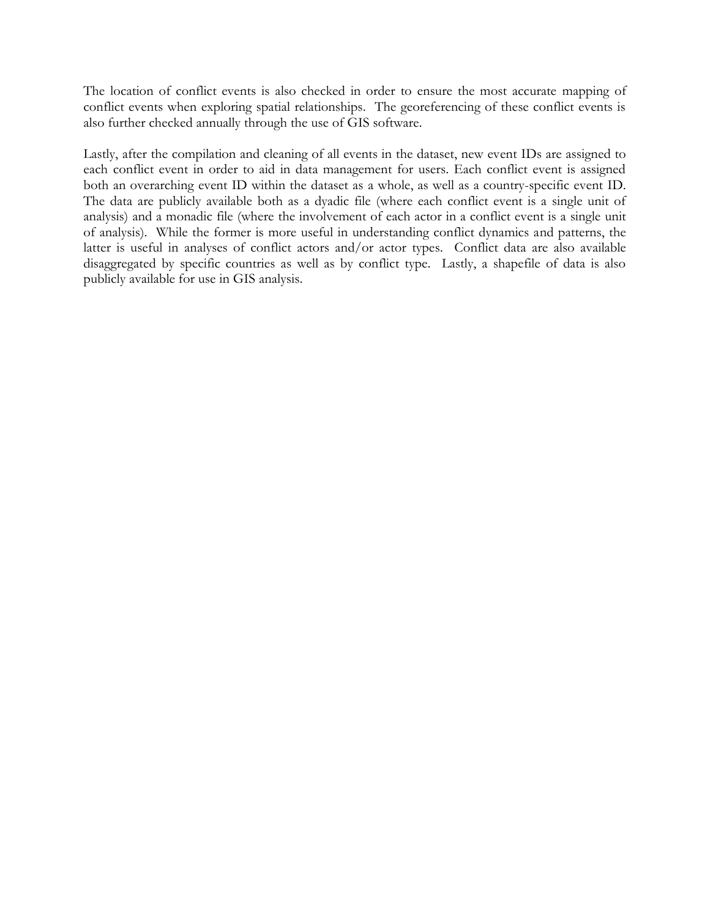The location of conflict events is also checked in order to ensure the most accurate mapping of conflict events when exploring spatial relationships. The georeferencing of these conflict events is also further checked annually through the use of GIS software.

Lastly, after the compilation and cleaning of all events in the dataset, new event IDs are assigned to each conflict event in order to aid in data management for users. Each conflict event is assigned both an overarching event ID within the dataset as a whole, as well as a country-specific event ID. The data are publicly available both as a dyadic file (where each conflict event is a single unit of analysis) and a monadic file (where the involvement of each actor in a conflict event is a single unit of analysis). While the former is more useful in understanding conflict dynamics and patterns, the latter is useful in analyses of conflict actors and/or actor types. Conflict data are also available disaggregated by specific countries as well as by conflict type. Lastly, a shapefile of data is also publicly available for use in GIS analysis.